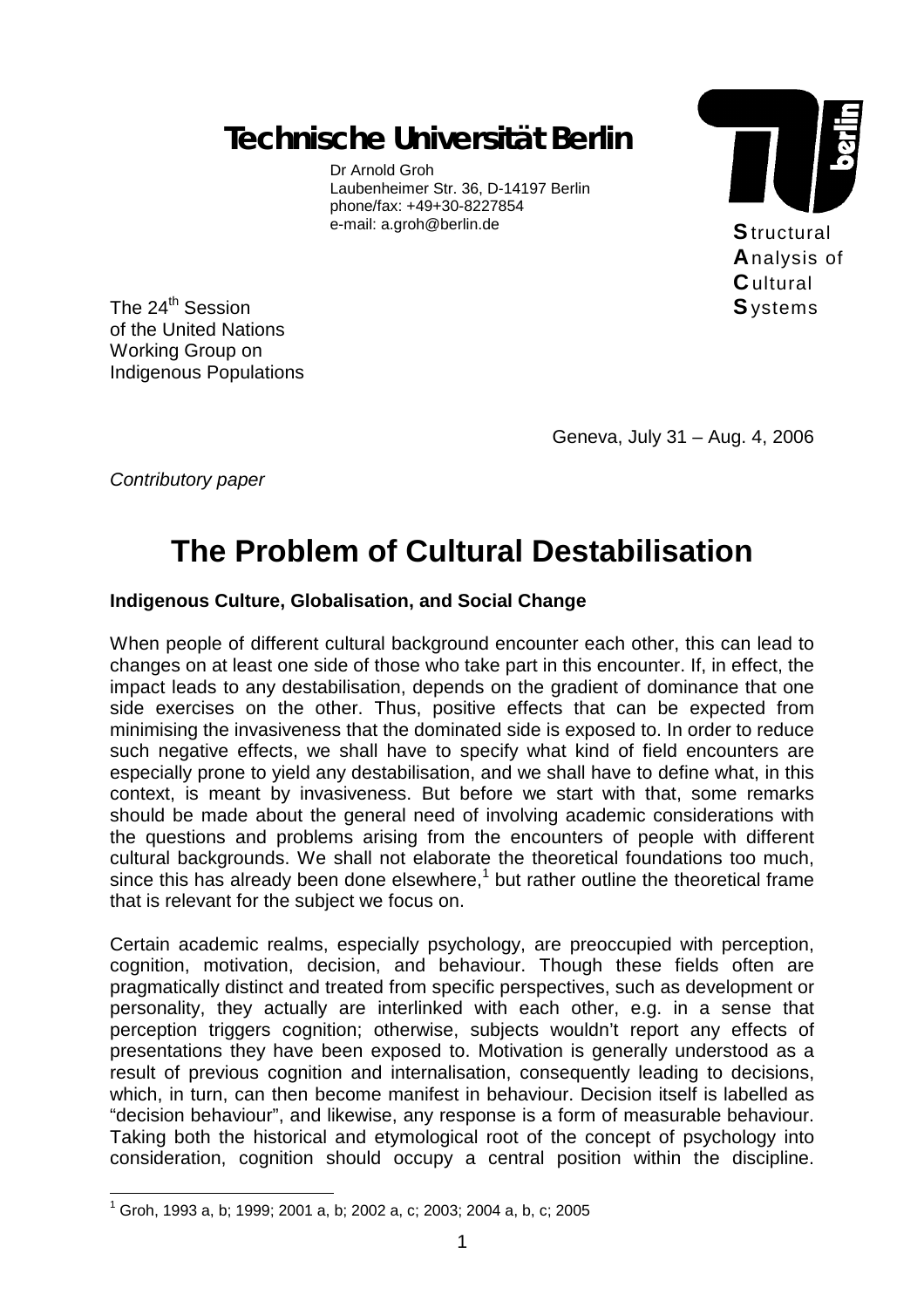# Technische Universität Berlin

Dr Arnold Groh
Laubenheimer Str. 36, D-14197 Berlin
phone/fax: +49+30-8227854
e-mail: a.groh@berlin.de

**S**tructural
**A**nalysis of
**C**ultural
**S**ystems

The 24th Session
of the United Nations
Working Group on
Indigenous Populations

Geneva, July 31 – Aug. 4, 2006

*Contributory paper*

# The Problem of Cultural Destabilisation

**Indigenous Culture, Globalisation, and Social Change**

When people of different cultural background encounter each other, this can lead to changes on at least one side of those who take part in this encounter. If, in effect, the impact leads to any destabilisation, depends on the gradient of dominance that one side exercises on the other. Thus, positive effects that can be expected from minimising the invasiveness that the dominated side is exposed to. In order to reduce such negative effects, we shall have to specify what kind of field encounters are especially prone to yield any destabilisation, and we shall have to define what, in this context, is meant by invasiveness. But before we start with that, some remarks should be made about the general need of involving academic considerations with the questions and problems arising from the encounters of people with different cultural backgrounds. We shall not elaborate the theoretical foundations too much, since this has already been done elsewhere,[1] but rather outline the theoretical frame that is relevant for the subject we focus on.

Certain academic realms, especially psychology, are preoccupied with perception, cognition, motivation, decision, and behaviour. Though these fields often are pragmatically distinct and treated from specific perspectives, such as development or personality, they actually are interlinked with each other, e.g. in a sense that perception triggers cognition; otherwise, subjects wouldn't report any effects of presentations they have been exposed to. Motivation is generally understood as a result of previous cognition and internalisation, consequently leading to decisions, which, in turn, can then become manifest in behaviour. Decision itself is labelled as "decision behaviour", and likewise, any response is a form of measurable behaviour. Taking both the historical and etymological root of the concept of psychology into consideration, cognition should occupy a central position within the discipline.

[1] Groh, 1993 a, b; 1999; 2001 a, b; 2002 a, c; 2003; 2004 a, b, c; 2005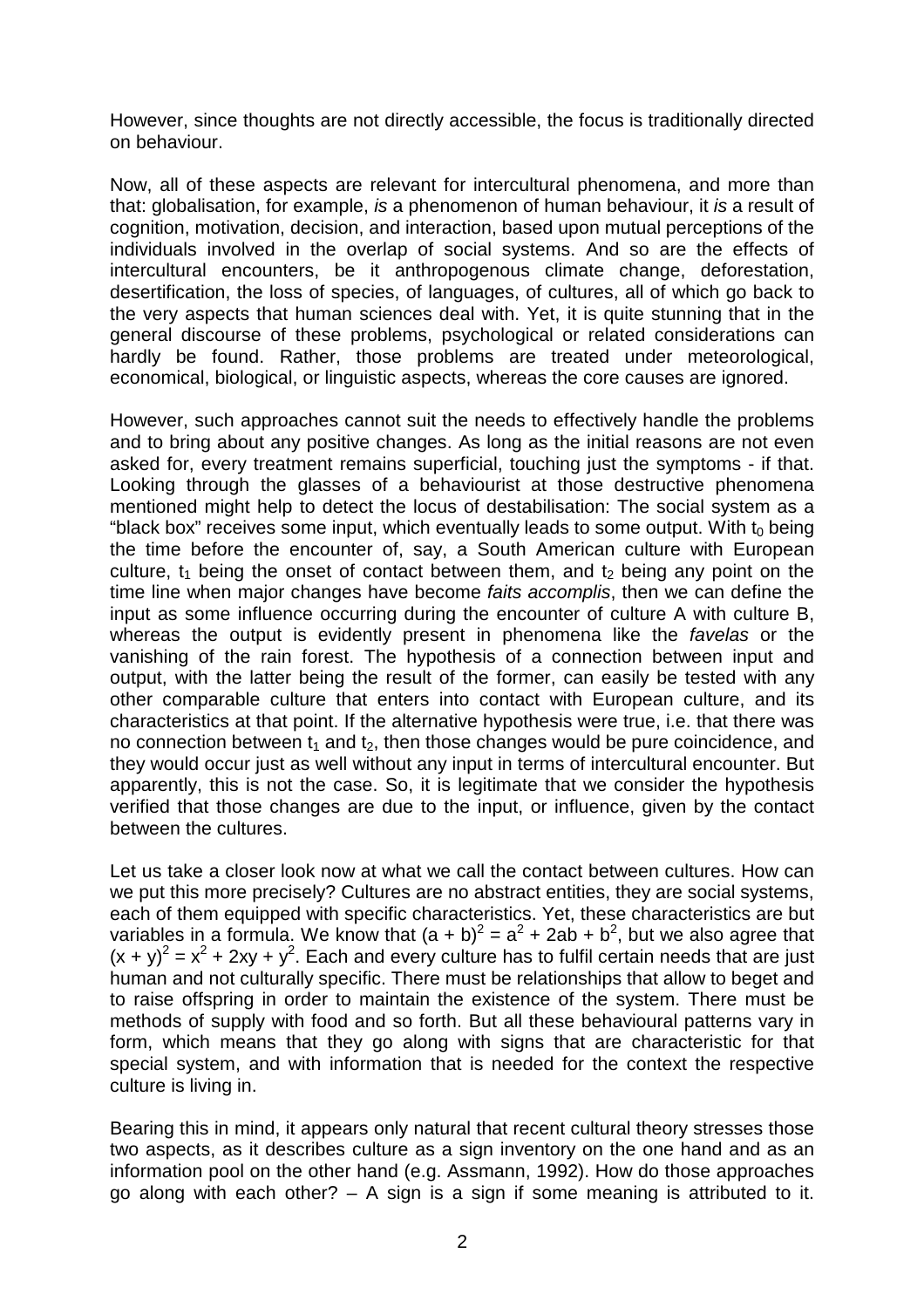However, since thoughts are not directly accessible, the focus is traditionally directed on behaviour.

Now, all of these aspects are relevant for intercultural phenomena, and more than that: globalisation, for example, *is* a phenomenon of human behaviour, it *is* a result of cognition, motivation, decision, and interaction, based upon mutual perceptions of the individuals involved in the overlap of social systems. And so are the effects of intercultural encounters, be it anthropogenous climate change, deforestation, desertification, the loss of species, of languages, of cultures, all of which go back to the very aspects that human sciences deal with. Yet, it is quite stunning that in the general discourse of these problems, psychological or related considerations can hardly be found. Rather, those problems are treated under meteorological, economical, biological, or linguistic aspects, whereas the core causes are ignored.

However, such approaches cannot suit the needs to effectively handle the problems and to bring about any positive changes. As long as the initial reasons are not even asked for, every treatment remains superficial, touching just the symptoms - if that. Looking through the glasses of a behaviourist at those destructive phenomena mentioned might help to detect the locus of destabilisation: The social system as a "black box" receives some input, which eventually leads to some output. With $t_0$ being the time before the encounter of, say, a South American culture with European culture, $t_1$ being the onset of contact between them, and $t_2$ being any point on the time line when major changes have become *faits accomplis*, then we can define the input as some influence occurring during the encounter of culture A with culture B, whereas the output is evidently present in phenomena like the *favelas* or the vanishing of the rain forest. The hypothesis of a connection between input and output, with the latter being the result of the former, can easily be tested with any other comparable culture that enters into contact with European culture, and its characteristics at that point. If the alternative hypothesis were true, i.e. that there was no connection between $t_1$ and $t_2$, then those changes would be pure coincidence, and they would occur just as well without any input in terms of intercultural encounter. But apparently, this is not the case. So, it is legitimate that we consider the hypothesis verified that those changes are due to the input, or influence, given by the contact between the cultures.

Let us take a closer look now at what we call the contact between cultures. How can we put this more precisely? Cultures are no abstract entities, they are social systems, each of them equipped with specific characteristics. Yet, these characteristics are but variables in a formula. We know that $(a + b)^2 = a^2 + 2ab + b^2$, but we also agree that $(x + y)^2 = x^2 + 2xy + y^2$. Each and every culture has to fulfil certain needs that are just human and not culturally specific. There must be relationships that allow to beget and to raise offspring in order to maintain the existence of the system. There must be methods of supply with food and so forth. But all these behavioural patterns vary in form, which means that they go along with signs that are characteristic for that special system, and with information that is needed for the context the respective culture is living in.

Bearing this in mind, it appears only natural that recent cultural theory stresses those two aspects, as it describes culture as a sign inventory on the one hand and as an information pool on the other hand (e.g. Assmann, 1992). How do those approaches go along with each other? – A sign is a sign if some meaning is attributed to it.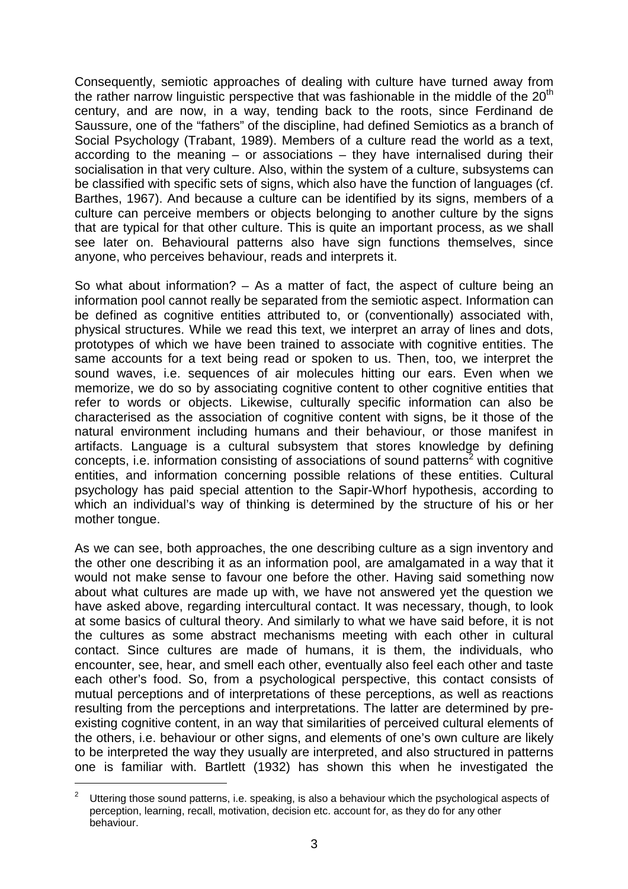Consequently, semiotic approaches of dealing with culture have turned away from the rather narrow linguistic perspective that was fashionable in the middle of the 20$^{th}$ century, and are now, in a way, tending back to the roots, since Ferdinand de Saussure, one of the "fathers" of the discipline, had defined Semiotics as a branch of Social Psychology (Trabant, 1989). Members of a culture read the world as a text, according to the meaning – or associations – they have internalised during their socialisation in that very culture. Also, within the system of a culture, subsystems can be classified with specific sets of signs, which also have the function of languages (cf. Barthes, 1967). And because a culture can be identified by its signs, members of a culture can perceive members or objects belonging to another culture by the signs that are typical for that other culture. This is quite an important process, as we shall see later on. Behavioural patterns also have sign functions themselves, since anyone, who perceives behaviour, reads and interprets it.

So what about information? – As a matter of fact, the aspect of culture being an information pool cannot really be separated from the semiotic aspect. Information can be defined as cognitive entities attributed to, or (conventionally) associated with, physical structures. While we read this text, we interpret an array of lines and dots, prototypes of which we have been trained to associate with cognitive entities. The same accounts for a text being read or spoken to us. Then, too, we interpret the sound waves, i.e. sequences of air molecules hitting our ears. Even when we memorize, we do so by associating cognitive content to other cognitive entities that refer to words or objects. Likewise, culturally specific information can also be characterised as the association of cognitive content with signs, be it those of the natural environment including humans and their behaviour, or those manifest in artifacts. Language is a cultural subsystem that stores knowledge by defining concepts, i.e. information consisting of associations of sound patterns[2] with cognitive entities, and information concerning possible relations of these entities. Cultural psychology has paid special attention to the Sapir-Whorf hypothesis, according to which an individual's way of thinking is determined by the structure of his or her mother tongue.

As we can see, both approaches, the one describing culture as a sign inventory and the other one describing it as an information pool, are amalgamated in a way that it would not make sense to favour one before the other. Having said something now about what cultures are made up with, we have not answered yet the question we have asked above, regarding intercultural contact. It was necessary, though, to look at some basics of cultural theory. And similarly to what we have said before, it is not the cultures as some abstract mechanisms meeting with each other in cultural contact. Since cultures are made of humans, it is them, the individuals, who encounter, see, hear, and smell each other, eventually also feel each other and taste each other's food. So, from a psychological perspective, this contact consists of mutual perceptions and of interpretations of these perceptions, as well as reactions resulting from the perceptions and interpretations. The latter are determined by pre-existing cognitive content, in an way that similarities of perceived cultural elements of the others, i.e. behaviour or other signs, and elements of one's own culture are likely to be interpreted the way they usually are interpreted, and also structured in patterns one is familiar with. Bartlett (1932) has shown this when he investigated the

---

[2] Uttering those sound patterns, i.e. speaking, is also a behaviour which the psychological aspects of perception, learning, recall, motivation, decision etc. account for, as they do for any other behaviour.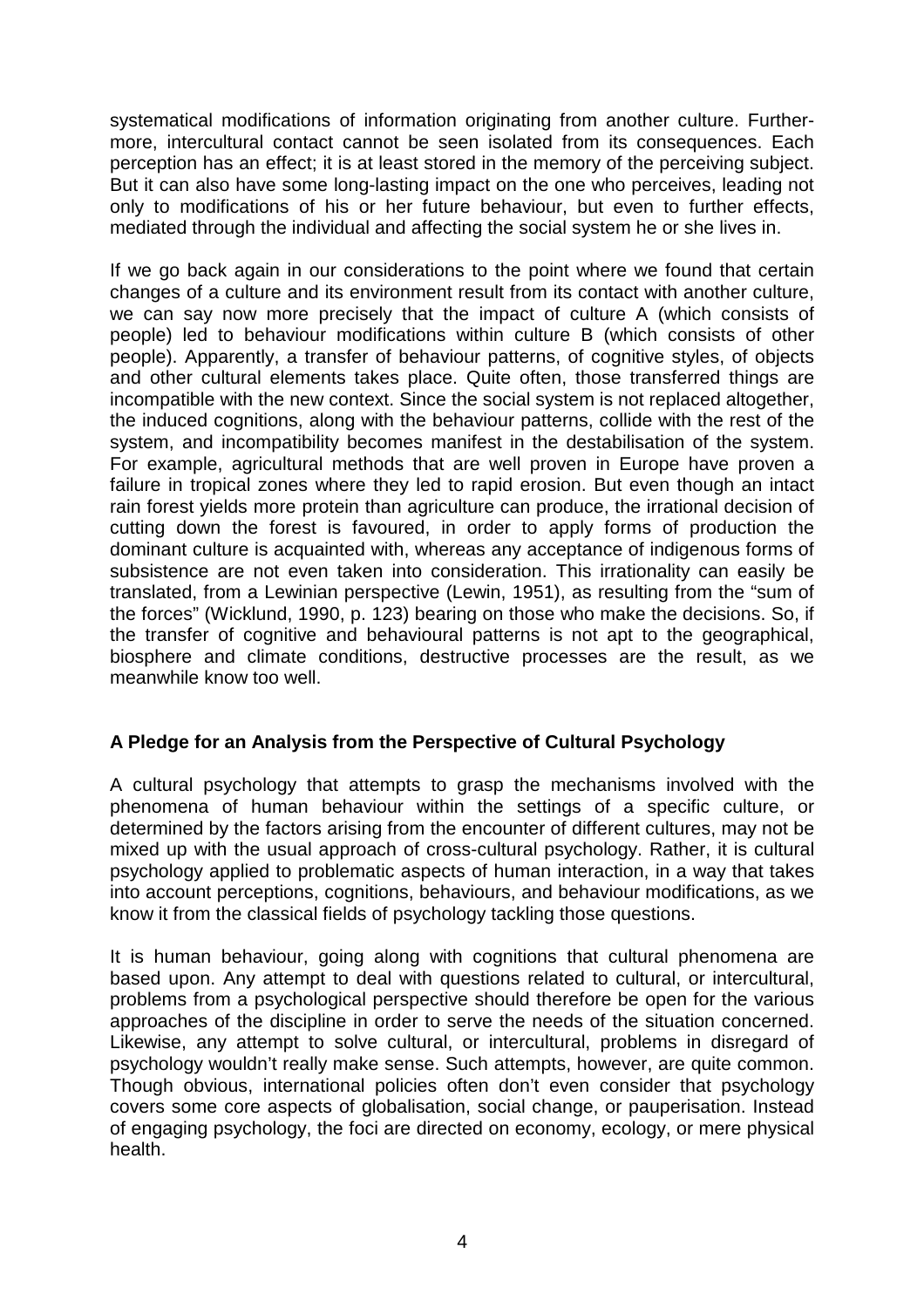systematical modifications of information originating from another culture. Furthermore, intercultural contact cannot be seen isolated from its consequences. Each perception has an effect; it is at least stored in the memory of the perceiving subject. But it can also have some long-lasting impact on the one who perceives, leading not only to modifications of his or her future behaviour, but even to further effects, mediated through the individual and affecting the social system he or she lives in.

If we go back again in our considerations to the point where we found that certain changes of a culture and its environment result from its contact with another culture, we can say now more precisely that the impact of culture A (which consists of people) led to behaviour modifications within culture B (which consists of other people). Apparently, a transfer of behaviour patterns, of cognitive styles, of objects and other cultural elements takes place. Quite often, those transferred things are incompatible with the new context. Since the social system is not replaced altogether, the induced cognitions, along with the behaviour patterns, collide with the rest of the system, and incompatibility becomes manifest in the destabilisation of the system. For example, agricultural methods that are well proven in Europe have proven a failure in tropical zones where they led to rapid erosion. But even though an intact rain forest yields more protein than agriculture can produce, the irrational decision of cutting down the forest is favoured, in order to apply forms of production the dominant culture is acquainted with, whereas any acceptance of indigenous forms of subsistence are not even taken into consideration. This irrationality can easily be translated, from a Lewinian perspective (Lewin, 1951), as resulting from the "sum of the forces" (Wicklund, 1990, p. 123) bearing on those who make the decisions. So, if the transfer of cognitive and behavioural patterns is not apt to the geographical, biosphere and climate conditions, destructive processes are the result, as we meanwhile know too well.

## A Pledge for an Analysis from the Perspective of Cultural Psychology

A cultural psychology that attempts to grasp the mechanisms involved with the phenomena of human behaviour within the settings of a specific culture, or determined by the factors arising from the encounter of different cultures, may not be mixed up with the usual approach of cross-cultural psychology. Rather, it is cultural psychology applied to problematic aspects of human interaction, in a way that takes into account perceptions, cognitions, behaviours, and behaviour modifications, as we know it from the classical fields of psychology tackling those questions.

It is human behaviour, going along with cognitions that cultural phenomena are based upon. Any attempt to deal with questions related to cultural, or intercultural, problems from a psychological perspective should therefore be open for the various approaches of the discipline in order to serve the needs of the situation concerned. Likewise, any attempt to solve cultural, or intercultural, problems in disregard of psychology wouldn't really make sense. Such attempts, however, are quite common. Though obvious, international policies often don't even consider that psychology covers some core aspects of globalisation, social change, or pauperisation. Instead of engaging psychology, the foci are directed on economy, ecology, or mere physical health.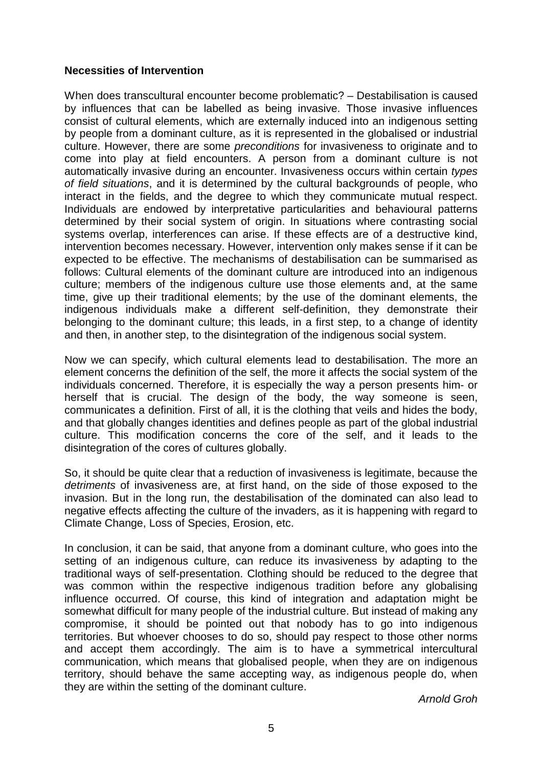**Necessities of Intervention**

When does transcultural encounter become problematic? – Destabilisation is caused by influences that can be labelled as being invasive. Those invasive influences consist of cultural elements, which are externally induced into an indigenous setting by people from a dominant culture, as it is represented in the globalised or industrial culture. However, there are some *preconditions* for invasiveness to originate and to come into play at field encounters. A person from a dominant culture is not automatically invasive during an encounter. Invasiveness occurs within certain *types of field situations*, and it is determined by the cultural backgrounds of people, who interact in the fields, and the degree to which they communicate mutual respect. Individuals are endowed by interpretative particularities and behavioural patterns determined by their social system of origin. In situations where contrasting social systems overlap, interferences can arise. If these effects are of a destructive kind, intervention becomes necessary. However, intervention only makes sense if it can be expected to be effective. The mechanisms of destabilisation can be summarised as follows: Cultural elements of the dominant culture are introduced into an indigenous culture; members of the indigenous culture use those elements and, at the same time, give up their traditional elements; by the use of the dominant elements, the indigenous individuals make a different self-definition, they demonstrate their belonging to the dominant culture; this leads, in a first step, to a change of identity and then, in another step, to the disintegration of the indigenous social system.

Now we can specify, which cultural elements lead to destabilisation. The more an element concerns the definition of the self, the more it affects the social system of the individuals concerned. Therefore, it is especially the way a person presents him- or herself that is crucial. The design of the body, the way someone is seen, communicates a definition. First of all, it is the clothing that veils and hides the body, and that globally changes identities and defines people as part of the global industrial culture. This modification concerns the core of the self, and it leads to the disintegration of the cores of cultures globally.

So, it should be quite clear that a reduction of invasiveness is legitimate, because the *detriments* of invasiveness are, at first hand, on the side of those exposed to the invasion. But in the long run, the destabilisation of the dominated can also lead to negative effects affecting the culture of the invaders, as it is happening with regard to Climate Change, Loss of Species, Erosion, etc.

In conclusion, it can be said, that anyone from a dominant culture, who goes into the setting of an indigenous culture, can reduce its invasiveness by adapting to the traditional ways of self-presentation. Clothing should be reduced to the degree that was common within the respective indigenous tradition before any globalising influence occurred. Of course, this kind of integration and adaptation might be somewhat difficult for many people of the industrial culture. But instead of making any compromise, it should be pointed out that nobody has to go into indigenous territories. But whoever chooses to do so, should pay respect to those other norms and accept them accordingly. The aim is to have a symmetrical intercultural communication, which means that globalised people, when they are on indigenous territory, should behave the same accepting way, as indigenous people do, when they are within the setting of the dominant culture.

*Arnold Groh*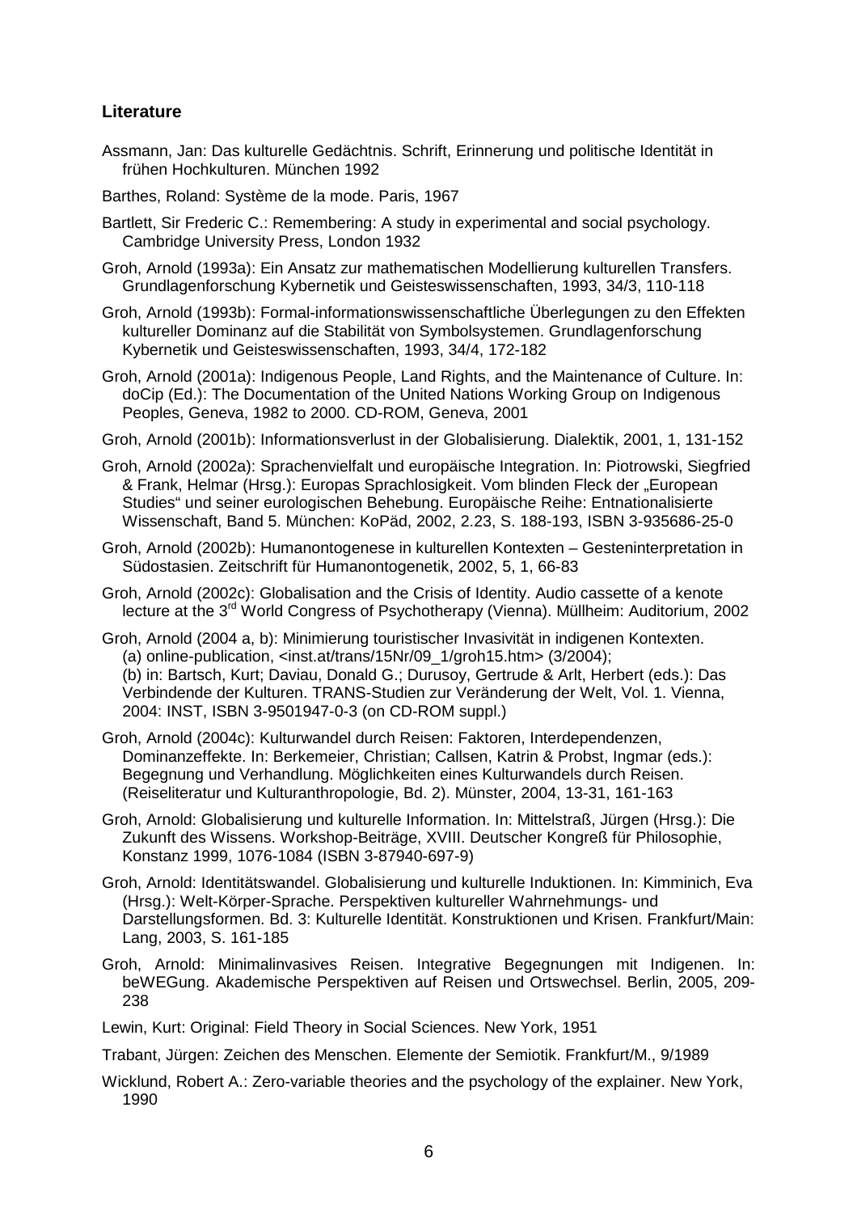### Literature

Assmann, Jan: Das kulturelle Gedächtnis. Schrift, Erinnerung und politische Identität in frühen Hochkulturen. München 1992

Barthes, Roland: Système de la mode. Paris, 1967

Bartlett, Sir Frederic C.: Remembering: A study in experimental and social psychology. Cambridge University Press, London 1932

Groh, Arnold (1993a): Ein Ansatz zur mathematischen Modellierung kulturellen Transfers. Grundlagenforschung Kybernetik und Geisteswissenschaften, 1993, 34/3, 110-118

Groh, Arnold (1993b): Formal-informationswissenschaftliche Überlegungen zu den Effekten kultureller Dominanz auf die Stabilität von Symbolsystemen. Grundlagenforschung Kybernetik und Geisteswissenschaften, 1993, 34/4, 172-182

Groh, Arnold (2001a): Indigenous People, Land Rights, and the Maintenance of Culture. In: doCip (Ed.): The Documentation of the United Nations Working Group on Indigenous Peoples, Geneva, 1982 to 2000. CD-ROM, Geneva, 2001

Groh, Arnold (2001b): Informationsverlust in der Globalisierung. Dialektik, 2001, 1, 131-152

Groh, Arnold (2002a): Sprachenvielfalt und europäische Integration. In: Piotrowski, Siegfried & Frank, Helmar (Hrsg.): Europas Sprachlosigkeit. Vom blinden Fleck der „European Studies" und seiner eurologischen Behebung. Europäische Reihe: Entnationalisierte Wissenschaft, Band 5. München: KoPäd, 2002, 2.23, S. 188-193, ISBN 3-935686-25-0

Groh, Arnold (2002b): Humanontogenese in kulturellen Kontexten – Gesteninterpretation in Südostasien. Zeitschrift für Humanontogenetik, 2002, 5, 1, 66-83

Groh, Arnold (2002c): Globalisation and the Crisis of Identity. Audio cassette of a kenote lecture at the 3rd World Congress of Psychotherapy (Vienna). Müllheim: Auditorium, 2002

Groh, Arnold (2004 a, b): Minimierung touristischer Invasivität in indigenen Kontexten. (a) online-publication, <inst.at/trans/15Nr/09_1/groh15.htm> (3/2004); (b) in: Bartsch, Kurt; Daviau, Donald G.; Durusoy, Gertrude & Arlt, Herbert (eds.): Das Verbindende der Kulturen. TRANS-Studien zur Veränderung der Welt, Vol. 1. Vienna, 2004: INST, ISBN 3-9501947-0-3 (on CD-ROM suppl.)

Groh, Arnold (2004c): Kulturwandel durch Reisen: Faktoren, Interdependenzen, Dominanzeffekte. In: Berkemeier, Christian; Callsen, Katrin & Probst, Ingmar (eds.): Begegnung und Verhandlung. Möglichkeiten eines Kulturwandels durch Reisen. (Reiseliteratur und Kulturanthropologie, Bd. 2). Münster, 2004, 13-31, 161-163

Groh, Arnold: Globalisierung und kulturelle Information. In: Mittelstraß, Jürgen (Hrsg.): Die Zukunft des Wissens. Workshop-Beiträge, XVIII. Deutscher Kongreß für Philosophie, Konstanz 1999, 1076-1084 (ISBN 3-87940-697-9)

Groh, Arnold: Identitätswandel. Globalisierung und kulturelle Induktionen. In: Kimminich, Eva (Hrsg.): Welt-Körper-Sprache. Perspektiven kultureller Wahrnehmungs- und Darstellungsformen. Bd. 3: Kulturelle Identität. Konstruktionen und Krisen. Frankfurt/Main: Lang, 2003, S. 161-185

Groh, Arnold: Minimalinvasives Reisen. Integrative Begegnungen mit Indigenen. In: beWEGung. Akademische Perspektiven auf Reisen und Ortswechsel. Berlin, 2005, 209-238

Lewin, Kurt: Original: Field Theory in Social Sciences. New York, 1951

Trabant, Jürgen: Zeichen des Menschen. Elemente der Semiotik. Frankfurt/M., 9/1989

Wicklund, Robert A.: Zero-variable theories and the psychology of the explainer. New York, 1990